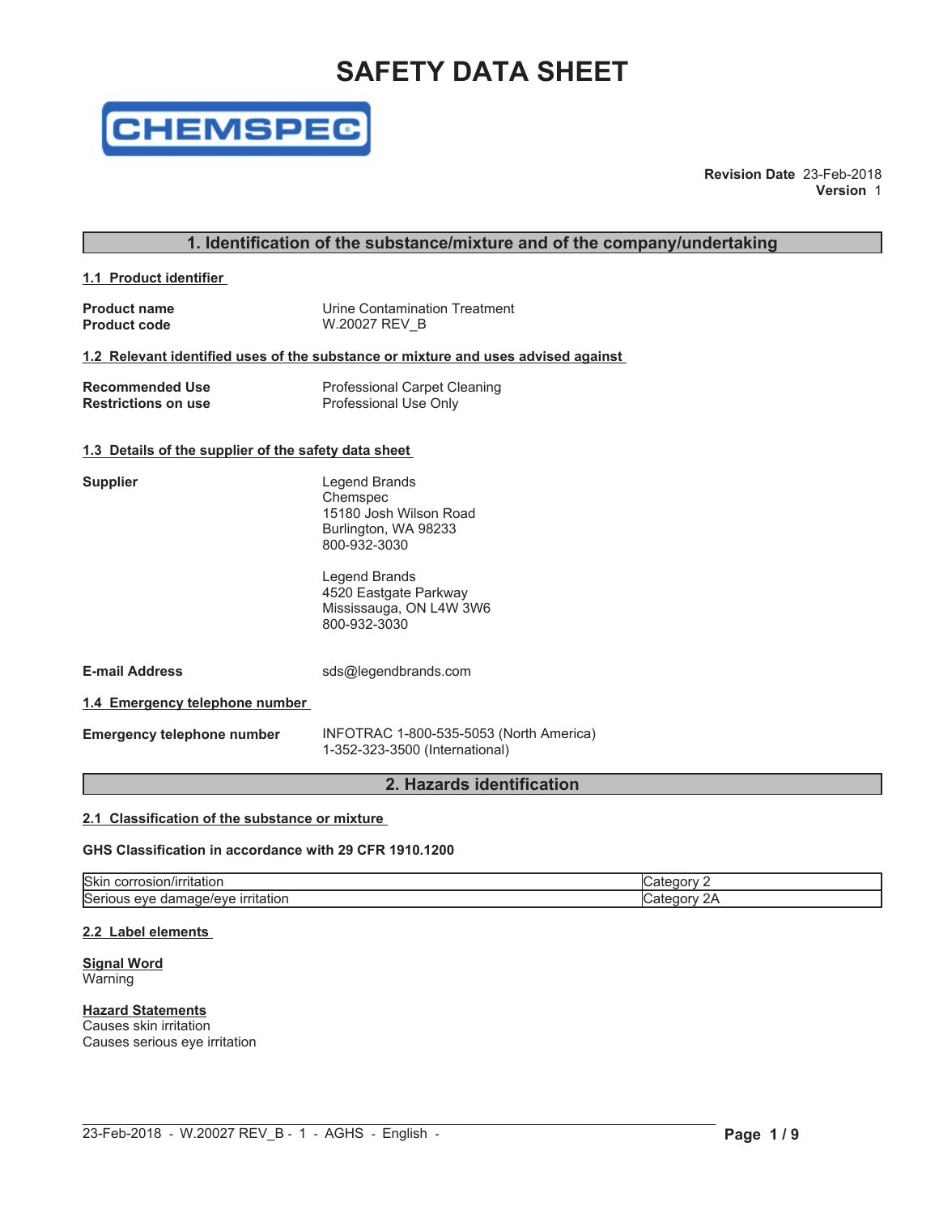# SAFETY DATA SHEET

CHEMSPEC

**Revision Date** 23-Feb-2018
**Version** 1

## 1. Identification of the substance/mixture and of the company/undertaking

### 1.1 Product identifier

**Product name** Urine Contamination Treatment
**Product code** W.20027 REV_B

### 1.2 Relevant identified uses of the substance or mixture and uses advised against

**Recommended Use** Professional Carpet Cleaning
**Restrictions on use** Professional Use Only

### 1.3 Details of the supplier of the safety data sheet

**Supplier**

Legend Brands
Chemspec
15180 Josh Wilson Road
Burlington, WA 98233
800-932-3030

Legend Brands
4520 Eastgate Parkway
Mississauga, ON L4W 3W6
800-932-3030

**E-mail Address** sds@legendbrands.com

### 1.4 Emergency telephone number

**Emergency telephone number** INFOTRAC 1-800-535-5053 (North America)
1-352-323-3500 (International)

## 2. Hazards identification

### 2.1 Classification of the substance or mixture

**GHS Classification in accordance with 29 CFR 1910.1200**

| | |
|---|---|
| Skin corrosion/irritation | Category 2 |
| Serious eye damage/eye irritation | Category 2A |

### 2.2 Label elements

**Signal Word**
Warning

**Hazard Statements**
Causes skin irritation
Causes serious eye irritation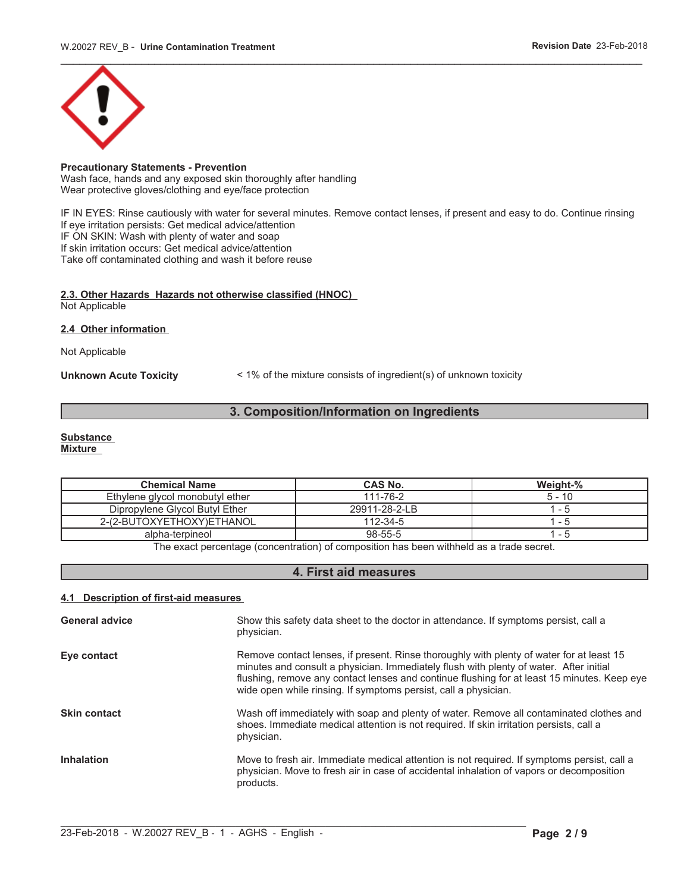**Precautionary Statements - Prevention**
Wash face, hands and any exposed skin thoroughly after handling
Wear protective gloves/clothing and eye/face protection

IF IN EYES: Rinse cautiously with water for several minutes. Remove contact lenses, if present and easy to do. Continue rinsing
If eye irritation persists: Get medical advice/attention
IF ON SKIN: Wash with plenty of water and soap
If skin irritation occurs: Get medical advice/attention
Take off contaminated clothing and wash it before reuse

### 2.3. Other Hazards Hazards not otherwise classified (HNOC)

Not Applicable

### 2.4 Other information

Not Applicable

**Unknown Acute Toxicity** < 1% of the mixture consists of ingredient(s) of unknown toxicity

## 3. Composition/Information on Ingredients

**Substance**
**Mixture**

| Chemical Name | CAS No. | Weight-% |
|---|---|---|
| Ethylene glycol monobutyl ether | 111-76-2 | 5 - 10 |
| Dipropylene Glycol Butyl Ether | 29911-28-2-LB | 1 - 5 |
| 2-(2-BUTOXYETHOXY)ETHANOL | 112-34-5 | 1 - 5 |
| alpha-terpineol | 98-55-5 | 1 - 5 |

The exact percentage (concentration) of composition has been withheld as a trade secret.

## 4. First aid measures

### 4.1 Description of first-aid measures

**General advice** Show this safety data sheet to the doctor in attendance. If symptoms persist, call a physician.

**Eye contact** Remove contact lenses, if present. Rinse thoroughly with plenty of water for at least 15 minutes and consult a physician. Immediately flush with plenty of water. After initial flushing, remove any contact lenses and continue flushing for at least 15 minutes. Keep eye wide open while rinsing. If symptoms persist, call a physician.

**Skin contact** Wash off immediately with soap and plenty of water. Remove all contaminated clothes and shoes. Immediate medical attention is not required. If skin irritation persists, call a physician.

**Inhalation** Move to fresh air. Immediate medical attention is not required. If symptoms persist, call a physician. Move to fresh air in case of accidental inhalation of vapors or decomposition products.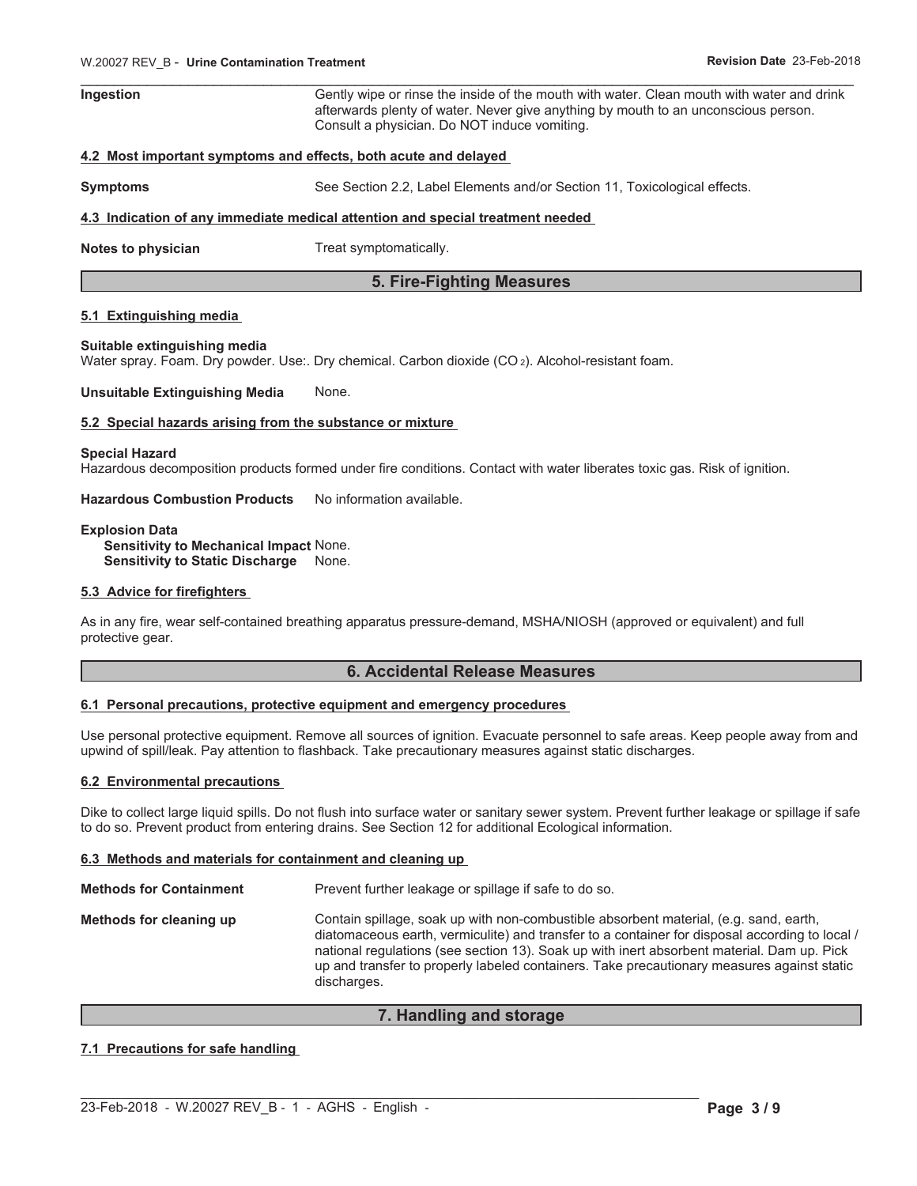**Ingestion** Gently wipe or rinse the inside of the mouth with water. Clean mouth with water and drink afterwards plenty of water. Never give anything by mouth to an unconscious person. Consult a physician. Do NOT induce vomiting.

### 4.2 Most important symptoms and effects, both acute and delayed

**Symptoms** See Section 2.2, Label Elements and/or Section 11, Toxicological effects.

### 4.3 Indication of any immediate medical attention and special treatment needed

**Notes to physician** Treat symptomatically.

## 5. Fire-Fighting Measures

### 5.1 Extinguishing media

**Suitable extinguishing media**

Water spray. Foam. Dry powder. Use:. Dry chemical. Carbon dioxide ($CO_2$). Alcohol-resistant foam.

**Unsuitable Extinguishing Media** None.

### 5.2 Special hazards arising from the substance or mixture

**Special Hazard**

Hazardous decomposition products formed under fire conditions. Contact with water liberates toxic gas. Risk of ignition.

**Hazardous Combustion Products** No information available.

**Explosion Data**

**Sensitivity to Mechanical Impact** None.
**Sensitivity to Static Discharge** None.

### 5.3 Advice for firefighters

As in any fire, wear self-contained breathing apparatus pressure-demand, MSHA/NIOSH (approved or equivalent) and full protective gear.

## 6. Accidental Release Measures

### 6.1 Personal precautions, protective equipment and emergency procedures

Use personal protective equipment. Remove all sources of ignition. Evacuate personnel to safe areas. Keep people away from and upwind of spill/leak. Pay attention to flashback. Take precautionary measures against static discharges.

### 6.2 Environmental precautions

Dike to collect large liquid spills. Do not flush into surface water or sanitary sewer system. Prevent further leakage or spillage if safe to do so. Prevent product from entering drains. See Section 12 for additional Ecological information.

### 6.3 Methods and materials for containment and cleaning up

**Methods for Containment** Prevent further leakage or spillage if safe to do so.

**Methods for cleaning up** Contain spillage, soak up with non-combustible absorbent material, (e.g. sand, earth, diatomaceous earth, vermiculite) and transfer to a container for disposal according to local / national regulations (see section 13). Soak up with inert absorbent material. Dam up. Pick up and transfer to properly labeled containers. Take precautionary measures against static discharges.

## 7. Handling and storage

### 7.1 Precautions for safe handling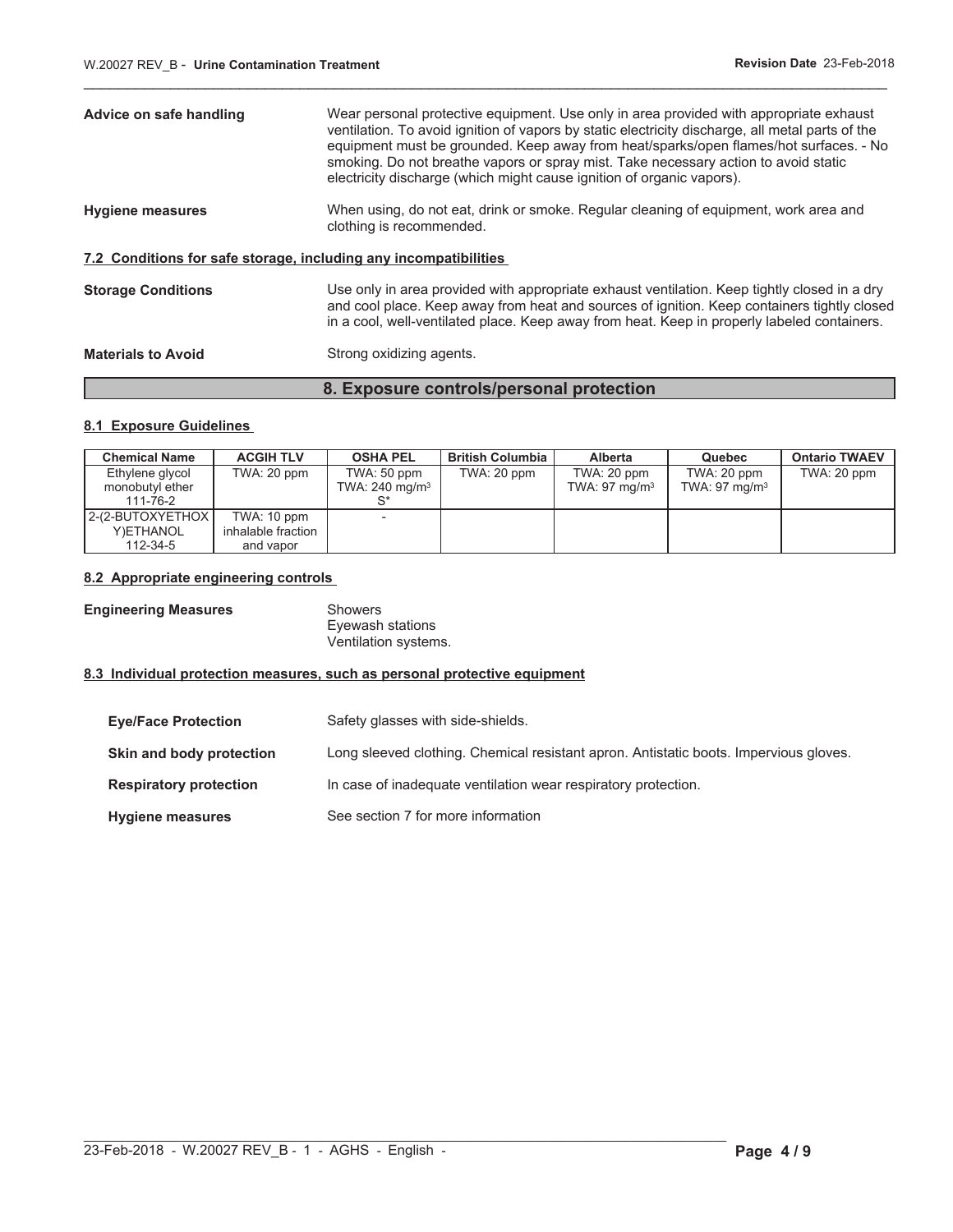**Advice on safe handling** Wear personal protective equipment. Use only in area provided with appropriate exhaust ventilation. To avoid ignition of vapors by static electricity discharge, all metal parts of the equipment must be grounded. Keep away from heat/sparks/open flames/hot surfaces. - No smoking. Do not breathe vapors or spray mist. Take necessary action to avoid static electricity discharge (which might cause ignition of organic vapors).

**Hygiene measures** When using, do not eat, drink or smoke. Regular cleaning of equipment, work area and clothing is recommended.

### 7.2 Conditions for safe storage, including any incompatibilities

**Storage Conditions** Use only in area provided with appropriate exhaust ventilation. Keep tightly closed in a dry and cool place. Keep away from heat and sources of ignition. Keep containers tightly closed in a cool, well-ventilated place. Keep away from heat. Keep in properly labeled containers.

**Materials to Avoid** Strong oxidizing agents.

## 8. Exposure controls/personal protection

### 8.1 Exposure Guidelines

| Chemical Name | ACGIH TLV | OSHA PEL | British Columbia | Alberta | Quebec | Ontario TWAEV |
|---|---|---|---|---|---|---|
| Ethylene glycol monobutyl ether 111-76-2 | TWA: 20 ppm | TWA: 50 ppm TWA: 240 mg/m³ S* | TWA: 20 ppm | TWA: 20 ppm TWA: 97 mg/m³ | TWA: 20 ppm TWA: 97 mg/m³ | TWA: 20 ppm |
| 2-(2-BUTOXYETHOXY)ETHANOL 112-34-5 | TWA: 10 ppm inhalable fraction and vapor | - | | | | |

### 8.2 Appropriate engineering controls

**Engineering Measures** Showers
Eyewash stations
Ventilation systems.

### 8.3 Individual protection measures, such as personal protective equipment

**Eye/Face Protection** Safety glasses with side-shields.

**Skin and body protection** Long sleeved clothing. Chemical resistant apron. Antistatic boots. Impervious gloves.

**Respiratory protection** In case of inadequate ventilation wear respiratory protection.

**Hygiene measures** See section 7 for more information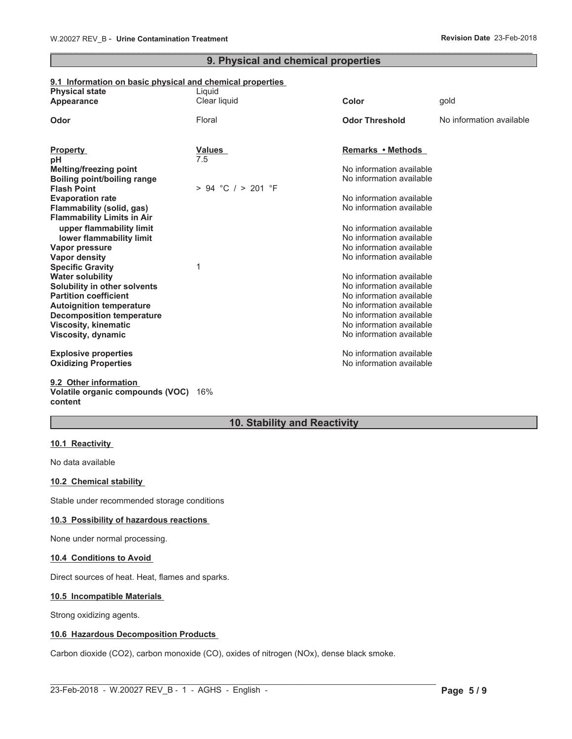## 9. Physical and chemical properties

### 9.1 Information on basic physical and chemical properties

| | | | |
|---|---|---|---|
| **Physical state** | Liquid | | |
| **Appearance** | Clear liquid | **Color** | gold |
| **Odor** | Floral | **Odor Threshold** | No information available |

| **Property** | **Values** | **Remarks • Methods** |
|---|---|---|
| **pH** | 7.5 | |
| **Melting/freezing point** | | No information available |
| **Boiling point/boiling range** | | No information available |
| **Flash Point** | > 94 °C / > 201 °F | |
| **Evaporation rate** | | No information available |
| **Flammability (solid, gas)** | | No information available |
| **Flammability Limits in Air** | | |
| **upper flammability limit** | | No information available |
| **lower flammability limit** | | No information available |
| **Vapor pressure** | | No information available |
| **Vapor density** | | No information available |
| **Specific Gravity** | 1 | |
| **Water solubility** | | No information available |
| **Solubility in other solvents** | | No information available |
| **Partition coefficient** | | No information available |
| **Autoignition temperature** | | No information available |
| **Decomposition temperature** | | No information available |
| **Viscosity, kinematic** | | No information available |
| **Viscosity, dynamic** | | No information available |
| **Explosive properties** | | No information available |
| **Oxidizing Properties** | | No information available |

### 9.2 Other information

**Volatile organic compounds (VOC) content** 16%

## 10. Stability and Reactivity

### 10.1 Reactivity

No data available

### 10.2 Chemical stability

Stable under recommended storage conditions

### 10.3 Possibility of hazardous reactions

None under normal processing.

### 10.4 Conditions to Avoid

Direct sources of heat. Heat, flames and sparks.

### 10.5 Incompatible Materials

Strong oxidizing agents.

### 10.6 Hazardous Decomposition Products

Carbon dioxide ($CO_2$), carbon monoxide (CO), oxides of nitrogen ($NO_x$), dense black smoke.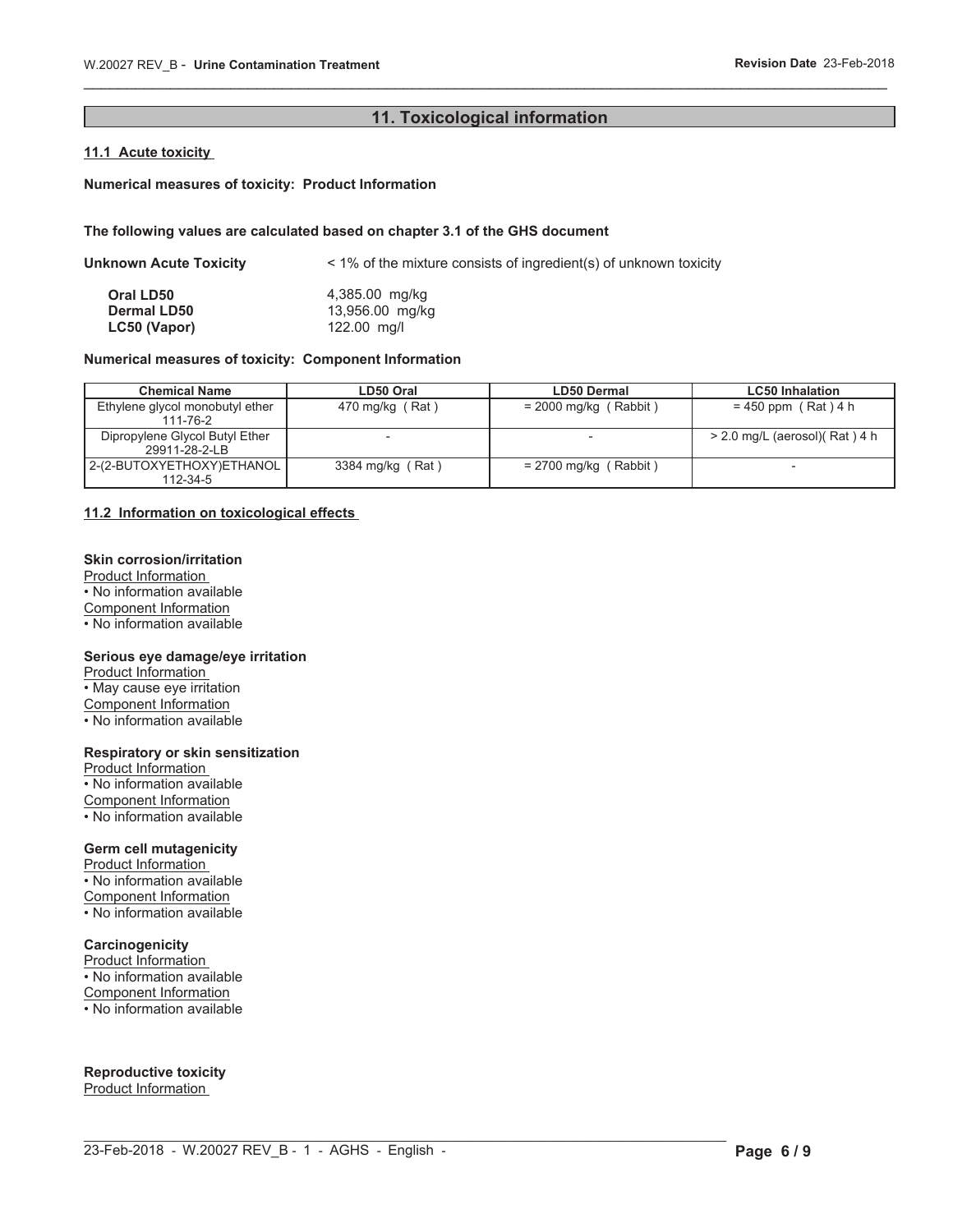## 11. Toxicological information

### 11.1 Acute toxicity

**Numerical measures of toxicity: Product Information**

**The following values are calculated based on chapter 3.1 of the GHS document**

**Unknown Acute Toxicity** < 1% of the mixture consists of ingredient(s) of unknown toxicity

**Oral LD50** 4,385.00 mg/kg
**Dermal LD50** 13,956.00 mg/kg
**LC50 (Vapor)** 122.00 mg/l

**Numerical measures of toxicity: Component Information**

| Chemical Name | LD50 Oral | LD50 Dermal | LC50 Inhalation |
|---|---|---|---|
| Ethylene glycol monobutyl ether 111-76-2 | 470 mg/kg ( Rat ) | = 2000 mg/kg ( Rabbit ) | = 450 ppm ( Rat ) 4 h |
| Dipropylene Glycol Butyl Ether 29911-28-2-LB | - | - | > 2.0 mg/L (aerosol)( Rat ) 4 h |
| 2-(2-BUTOXYETHOXY)ETHANOL 112-34-5 | 3384 mg/kg ( Rat ) | = 2700 mg/kg ( Rabbit ) | - |

### 11.2 Information on toxicological effects

**Skin corrosion/irritation**
Product Information
• No information available
Component Information
• No information available

**Serious eye damage/eye irritation**
Product Information
• May cause eye irritation
Component Information
• No information available

**Respiratory or skin sensitization**
Product Information
• No information available
Component Information
• No information available

**Germ cell mutagenicity**
Product Information
• No information available
Component Information
• No information available

**Carcinogenicity**
Product Information
• No information available
Component Information
• No information available

**Reproductive toxicity**
Product Information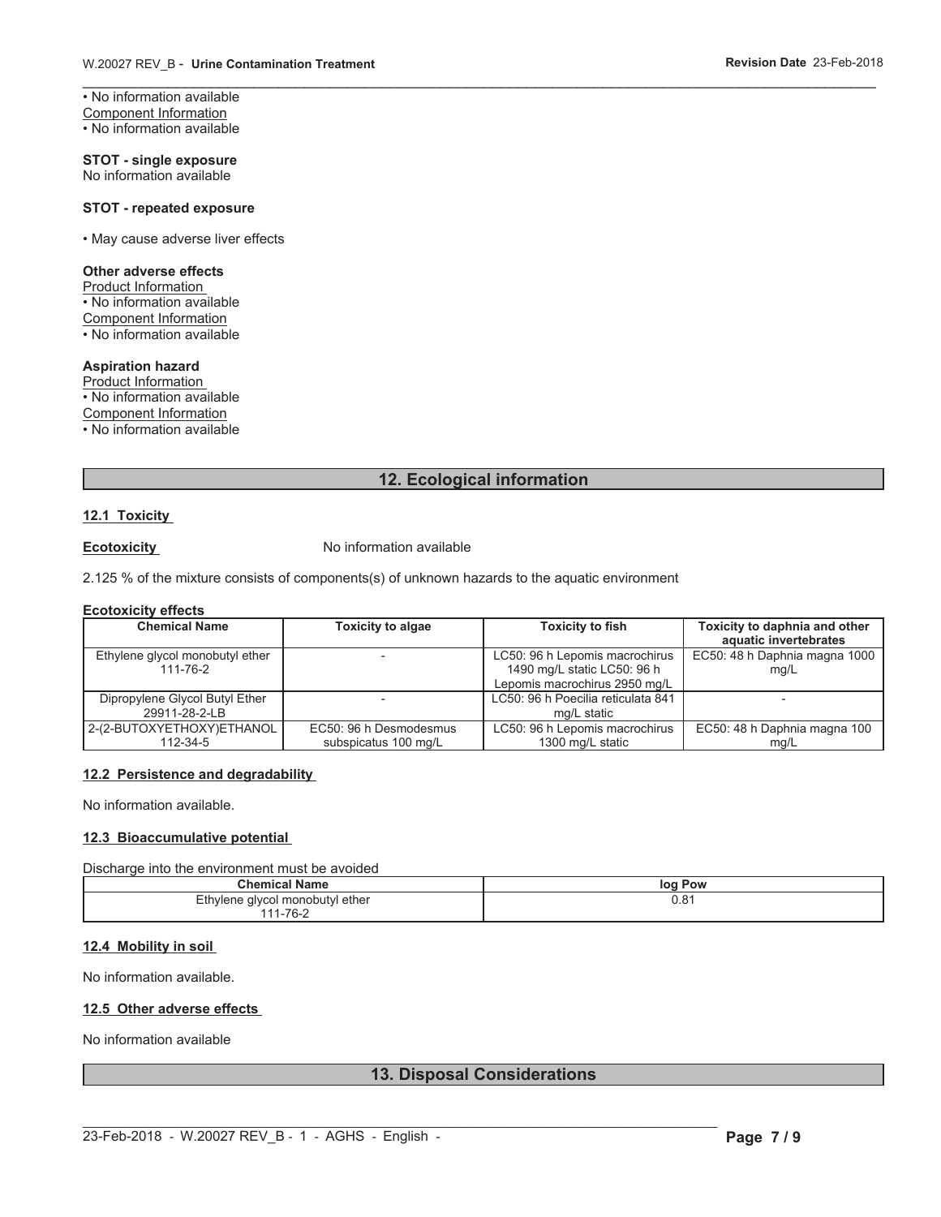• No information available

Component Information

• No information available

**STOT - single exposure**

No information available

**STOT - repeated exposure**

• May cause adverse liver effects

**Other adverse effects**

Product Information

• No information available

Component Information

• No information available

**Aspiration hazard**

Product Information

• No information available

Component Information

• No information available

## 12. Ecological information

### 12.1 Toxicity

**Ecotoxicity** No information available

2.125 % of the mixture consists of components(s) of unknown hazards to the aquatic environment

**Ecotoxicity effects**

| Chemical Name | Toxicity to algae | Toxicity to fish | Toxicity to daphnia and other aquatic invertebrates |
|---|---|---|---|
| Ethylene glycol monobutyl ether 111-76-2 | - | LC50: 96 h Lepomis macrochirus 1490 mg/L static LC50: 96 h Lepomis macrochirus 2950 mg/L | EC50: 48 h Daphnia magna 1000 mg/L |
| Dipropylene Glycol Butyl Ether 29911-28-2-LB | - | LC50: 96 h Poecilia reticulata 841 mg/L static | - |
| 2-(2-BUTOXYETHOXY)ETHANOL 112-34-5 | EC50: 96 h Desmodesmus subspicatus 100 mg/L | LC50: 96 h Lepomis macrochirus 1300 mg/L static | EC50: 48 h Daphnia magna 100 mg/L |

### 12.2 Persistence and degradability

No information available.

### 12.3 Bioaccumulative potential

Discharge into the environment must be avoided

| Chemical Name | log Pow |
|---|---|
| Ethylene glycol monobutyl ether 111-76-2 | 0.81 |

### 12.4 Mobility in soil

No information available.

### 12.5 Other adverse effects

No information available

## 13. Disposal Considerations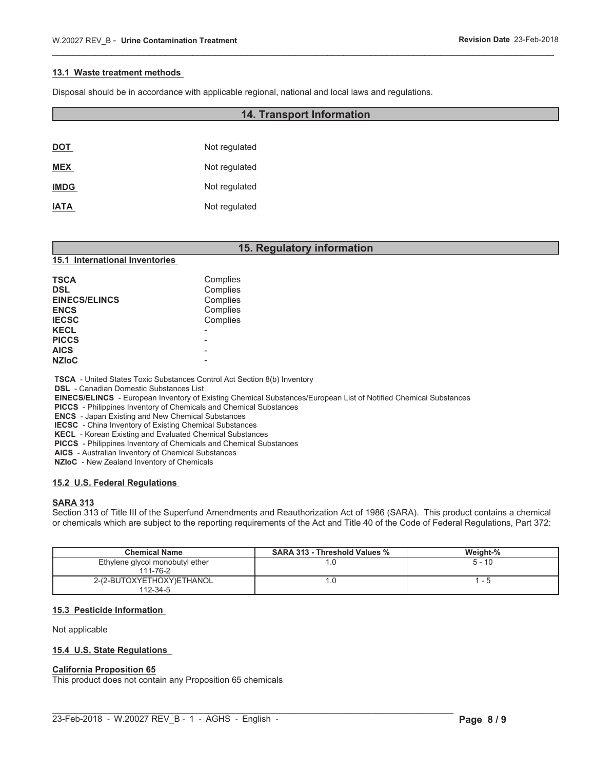### 13.1 Waste treatment methods

Disposal should be in accordance with applicable regional, national and local laws and regulations.

## 14. Transport Information

| | |
|---|---|
| **DOT** | Not regulated |
| **MEX** | Not regulated |
| **IMDG** | Not regulated |
| **IATA** | Not regulated |

## 15. Regulatory information

### 15.1 International Inventories

| | |
|---|---|
| **TSCA** | Complies |
| **DSL** | Complies |
| **EINECS/ELINCS** | Complies |
| **ENCS** | Complies |
| **IECSC** | Complies |
| **KECL** | - |
| **PICCS** | - |
| **AICS** | - |
| **NZIoC** | - |

**TSCA** - United States Toxic Substances Control Act Section 8(b) Inventory
**DSL** - Canadian Domestic Substances List
**EINECS/ELINCS** - European Inventory of Existing Chemical Substances/European List of Notified Chemical Substances
**PICCS** - Philippines Inventory of Chemicals and Chemical Substances
**ENCS** - Japan Existing and New Chemical Substances
**IECSC** - China Inventory of Existing Chemical Substances
**KECL** - Korean Existing and Evaluated Chemical Substances
**PICCS** - Philippines Inventory of Chemicals and Chemical Substances
**AICS** - Australian Inventory of Chemical Substances
**NZIoC** - New Zealand Inventory of Chemicals

### 15.2 U.S. Federal Regulations

**SARA 313**

Section 313 of Title III of the Superfund Amendments and Reauthorization Act of 1986 (SARA). This product contains a chemical or chemicals which are subject to the reporting requirements of the Act and Title 40 of the Code of Federal Regulations, Part 372:

| Chemical Name | SARA 313 - Threshold Values % | Weight-% |
|---|---|---|
| Ethylene glycol monobutyl ether 111-76-2 | 1.0 | 5 - 10 |
| 2-(2-BUTOXYETHOXY)ETHANOL 112-34-5 | 1.0 | 1 - 5 |

### 15.3 Pesticide Information

Not applicable

### 15.4 U.S. State Regulations

**California Proposition 65**

This product does not contain any Proposition 65 chemicals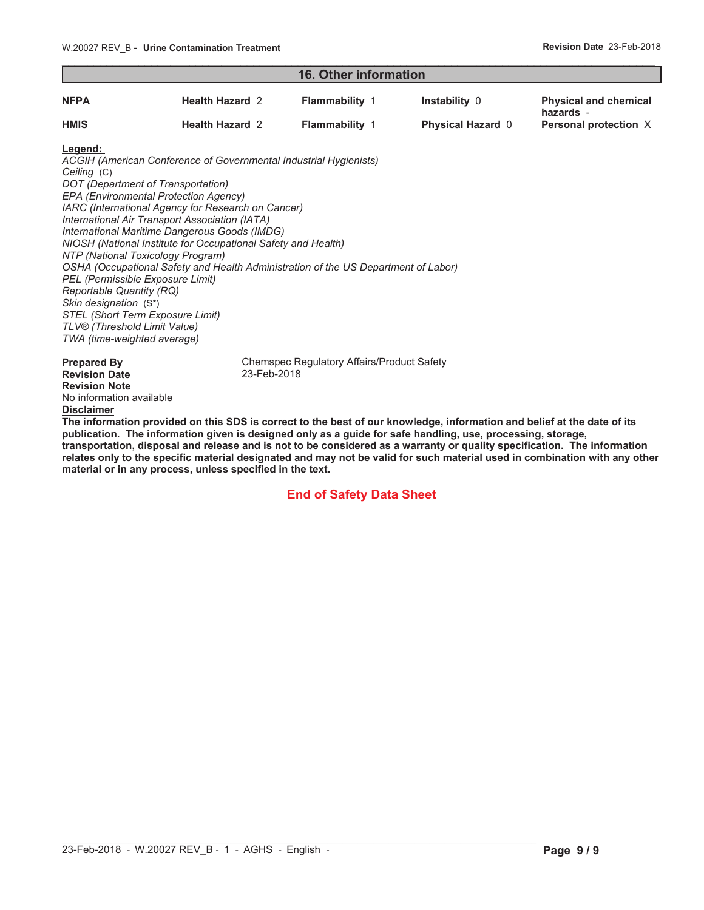## 16. Other information

| | | | | |
|---|---|---|---|---|
| **NFPA** | **Health Hazard** 2 | **Flammability** 1 | **Instability** 0 | **Physical and chemical hazards** - |
| **HMIS** | **Health Hazard** 2 | **Flammability** 1 | **Physical Hazard** 0 | **Personal protection** X |

**Legend:**

*ACGIH (American Conference of Governmental Industrial Hygienists)*
*Ceiling* (C)
*DOT (Department of Transportation)*
*EPA (Environmental Protection Agency)*
*IARC (International Agency for Research on Cancer)*
*International Air Transport Association (IATA)*
*International Maritime Dangerous Goods (IMDG)*
*NIOSH (National Institute for Occupational Safety and Health)*
*NTP (National Toxicology Program)*
*OSHA (Occupational Safety and Health Administration of the US Department of Labor)*
*PEL (Permissible Exposure Limit)*
*Reportable Quantity (RQ)*
*Skin designation* (S*)
*STEL (Short Term Exposure Limit)*
*TLV® (Threshold Limit Value)*
*TWA (time-weighted average)*

**Prepared By** Chemspec Regulatory Affairs/Product Safety
**Revision Date** 23-Feb-2018
**Revision Note**
No information available

**Disclaimer**

**The information provided on this SDS is correct to the best of our knowledge, information and belief at the date of its publication. The information given is designed only as a guide for safe handling, use, processing, storage, transportation, disposal and release and is not to be considered as a warranty or quality specification. The information relates only to the specific material designated and may not be valid for such material used in combination with any other material or in any process, unless specified in the text.**

**End of Safety Data Sheet**